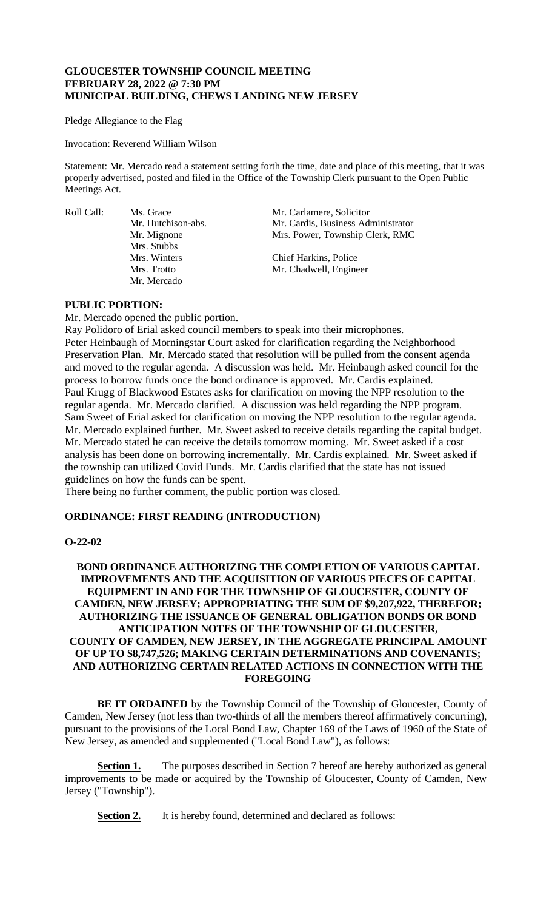**GLOUCESTER TOWNSHIP COUNCIL MEETING**
**FEBRUARY 28, 2022 @ 7:30 PM**
**MUNICIPAL BUILDING, CHEWS LANDING NEW JERSEY**

Pledge Allegiance to the Flag

Invocation: Reverend William Wilson

Statement: Mr. Mercado read a statement setting forth the time, date and place of this meeting, that it was properly advertised, posted and filed in the Office of the Township Clerk pursuant to the Open Public Meetings Act.

| Roll Call: | Ms. Grace | Mr. Carlamere, Solicitor |
|---|---|---|
| | Mr. Hutchison-abs. | Mr. Cardis, Business Administrator |
| | Mr. Mignone | Mrs. Power, Township Clerk, RMC |
| | Mrs. Stubbs | |
| | Mrs. Winters | Chief Harkins, Police |
| | Mrs. Trotto | Mr. Chadwell, Engineer |
| | Mr. Mercado | |

**PUBLIC PORTION:**

Mr. Mercado opened the public portion.

Ray Polidoro of Erial asked council members to speak into their microphones.

Peter Heinbaugh of Morningstar Court asked for clarification regarding the Neighborhood Preservation Plan. Mr. Mercado stated that resolution will be pulled from the consent agenda and moved to the regular agenda. A discussion was held. Mr. Heinbaugh asked council for the process to borrow funds once the bond ordinance is approved. Mr. Cardis explained.

Paul Krugg of Blackwood Estates asks for clarification on moving the NPP resolution to the regular agenda. Mr. Mercado clarified. A discussion was held regarding the NPP program.

Sam Sweet of Erial asked for clarification on moving the NPP resolution to the regular agenda. Mr. Mercado explained further. Mr. Sweet asked to receive details regarding the capital budget. Mr. Mercado stated he can receive the details tomorrow morning. Mr. Sweet asked if a cost analysis has been done on borrowing incrementally. Mr. Cardis explained. Mr. Sweet asked if the township can utilized Covid Funds. Mr. Cardis clarified that the state has not issued guidelines on how the funds can be spent.

There being no further comment, the public portion was closed.

**ORDINANCE: FIRST READING (INTRODUCTION)**

**O-22-02**

**BOND ORDINANCE AUTHORIZING THE COMPLETION OF VARIOUS CAPITAL IMPROVEMENTS AND THE ACQUISITION OF VARIOUS PIECES OF CAPITAL EQUIPMENT IN AND FOR THE TOWNSHIP OF GLOUCESTER, COUNTY OF CAMDEN, NEW JERSEY; APPROPRIATING THE SUM OF $9,207,922, THEREFOR; AUTHORIZING THE ISSUANCE OF GENERAL OBLIGATION BONDS OR BOND ANTICIPATION NOTES OF THE TOWNSHIP OF GLOUCESTER, COUNTY OF CAMDEN, NEW JERSEY, IN THE AGGREGATE PRINCIPAL AMOUNT OF UP TO $8,747,526; MAKING CERTAIN DETERMINATIONS AND COVENANTS; AND AUTHORIZING CERTAIN RELATED ACTIONS IN CONNECTION WITH THE FOREGOING**

**BE IT ORDAINED** by the Township Council of the Township of Gloucester, County of Camden, New Jersey (not less than two-thirds of all the members thereof affirmatively concurring), pursuant to the provisions of the Local Bond Law, Chapter 169 of the Laws of 1960 of the State of New Jersey, as amended and supplemented ("Local Bond Law"), as follows:

**Section 1.** The purposes described in Section 7 hereof are hereby authorized as general improvements to be made or acquired by the Township of Gloucester, County of Camden, New Jersey ("Township").

**Section 2.** It is hereby found, determined and declared as follows: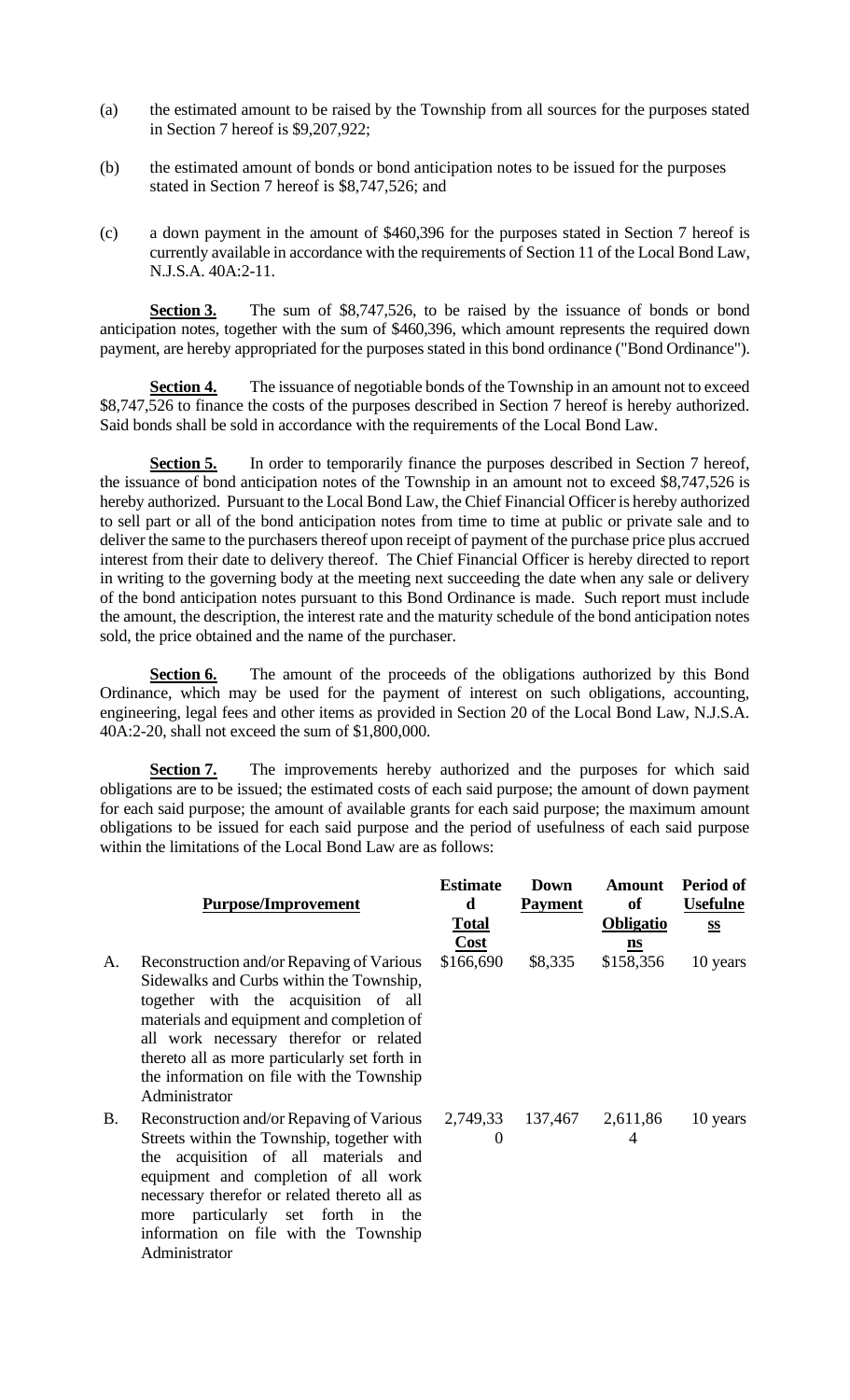(a) the estimated amount to be raised by the Township from all sources for the purposes stated in Section 7 hereof is $9,207,922;

(b) the estimated amount of bonds or bond anticipation notes to be issued for the purposes stated in Section 7 hereof is $8,747,526; and

(c) a down payment in the amount of $460,396 for the purposes stated in Section 7 hereof is currently available in accordance with the requirements of Section 11 of the Local Bond Law, N.J.S.A. 40A:2-11.

**Section 3.** The sum of $8,747,526, to be raised by the issuance of bonds or bond anticipation notes, together with the sum of $460,396, which amount represents the required down payment, are hereby appropriated for the purposes stated in this bond ordinance ("Bond Ordinance").

**Section 4.** The issuance of negotiable bonds of the Township in an amount not to exceed $8,747,526 to finance the costs of the purposes described in Section 7 hereof is hereby authorized. Said bonds shall be sold in accordance with the requirements of the Local Bond Law.

**Section 5.** In order to temporarily finance the purposes described in Section 7 hereof, the issuance of bond anticipation notes of the Township in an amount not to exceed $8,747,526 is hereby authorized. Pursuant to the Local Bond Law, the Chief Financial Officer is hereby authorized to sell part or all of the bond anticipation notes from time to time at public or private sale and to deliver the same to the purchasers thereof upon receipt of payment of the purchase price plus accrued interest from their date to delivery thereof. The Chief Financial Officer is hereby directed to report in writing to the governing body at the meeting next succeeding the date when any sale or delivery of the bond anticipation notes pursuant to this Bond Ordinance is made. Such report must include the amount, the description, the interest rate and the maturity schedule of the bond anticipation notes sold, the price obtained and the name of the purchaser.

**Section 6.** The amount of the proceeds of the obligations authorized by this Bond Ordinance, which may be used for the payment of interest on such obligations, accounting, engineering, legal fees and other items as provided in Section 20 of the Local Bond Law, N.J.S.A. 40A:2-20, shall not exceed the sum of $1,800,000.

**Section 7.** The improvements hereby authorized and the purposes for which said obligations are to be issued; the estimated costs of each said purpose; the amount of down payment for each said purpose; the amount of available grants for each said purpose; the maximum amount obligations to be issued for each said purpose and the period of usefulness of each said purpose within the limitations of the Local Bond Law are as follows:

| | Purpose/Improvement | Estimated Total Cost | Down Payment | Amount of Obligations | Period of Usefulness |
|---|---|---|---|---|---|
| A. | Reconstruction and/or Repaving of Various Sidewalks and Curbs within the Township, together with the acquisition of all materials and equipment and completion of all work necessary therefor or related thereto all as more particularly set forth in the information on file with the Township Administrator | $166,690 | $8,335 | $158,356 | 10 years |
| B. | Reconstruction and/or Repaving of Various Streets within the Township, together with the acquisition of all materials and equipment and completion of all work necessary therefor or related thereto all as more particularly set forth in the information on file with the Township Administrator | 2,749,330 | 137,467 | 2,611,864 | 10 years |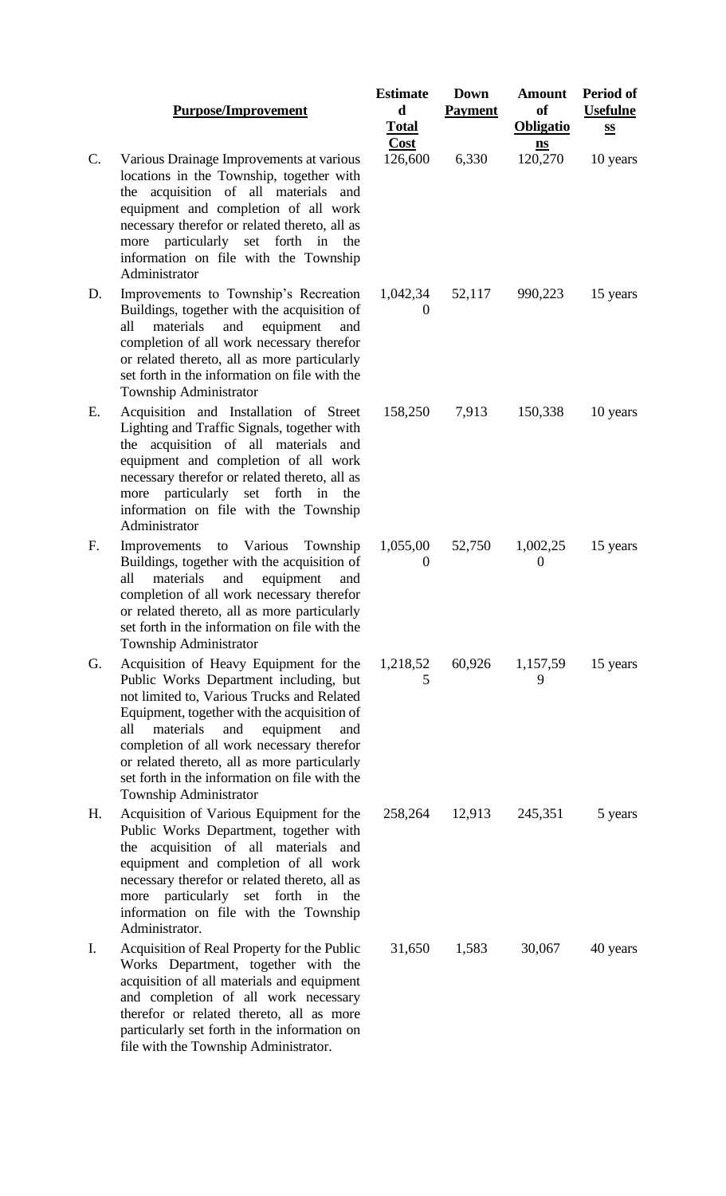|  | Purpose/Improvement | Estimated Total Cost | Down Payment | Amount of Obligations | Period of Usefulness |
|---|---|---|---|---|---|
| C. | Various Drainage Improvements at various locations in the Township, together with the acquisition of all materials and equipment and completion of all work necessary therefor or related thereto, all as more particularly set forth in the information on file with the Township Administrator | 126,600 | 6,330 | 120,270 | 10 years |
| D. | Improvements to Township's Recreation Buildings, together with the acquisition of all materials and equipment and completion of all work necessary therefor or related thereto, all as more particularly set forth in the information on file with the Township Administrator | 1,042,340 | 52,117 | 990,223 | 15 years |
| E. | Acquisition and Installation of Street Lighting and Traffic Signals, together with the acquisition of all materials and equipment and completion of all work necessary therefor or related thereto, all as more particularly set forth in the information on file with the Township Administrator | 158,250 | 7,913 | 150,338 | 10 years |
| F. | Improvements to Various Township Buildings, together with the acquisition of all materials and equipment and completion of all work necessary therefor or related thereto, all as more particularly set forth in the information on file with the Township Administrator | 1,055,000 | 52,750 | 1,002,250 | 15 years |
| G. | Acquisition of Heavy Equipment for the Public Works Department including, but not limited to, Various Trucks and Related Equipment, together with the acquisition of all materials and equipment and completion of all work necessary therefor or related thereto, all as more particularly set forth in the information on file with the Township Administrator | 1,218,525 | 60,926 | 1,157,599 | 15 years |
| H. | Acquisition of Various Equipment for the Public Works Department, together with the acquisition of all materials and equipment and completion of all work necessary therefor or related thereto, all as more particularly set forth in the information on file with the Township Administrator. | 258,264 | 12,913 | 245,351 | 5 years |
| I. | Acquisition of Real Property for the Public Works Department, together with the acquisition of all materials and equipment and completion of all work necessary therefor or related thereto, all as more particularly set forth in the information on file with the Township Administrator. | 31,650 | 1,583 | 30,067 | 40 years |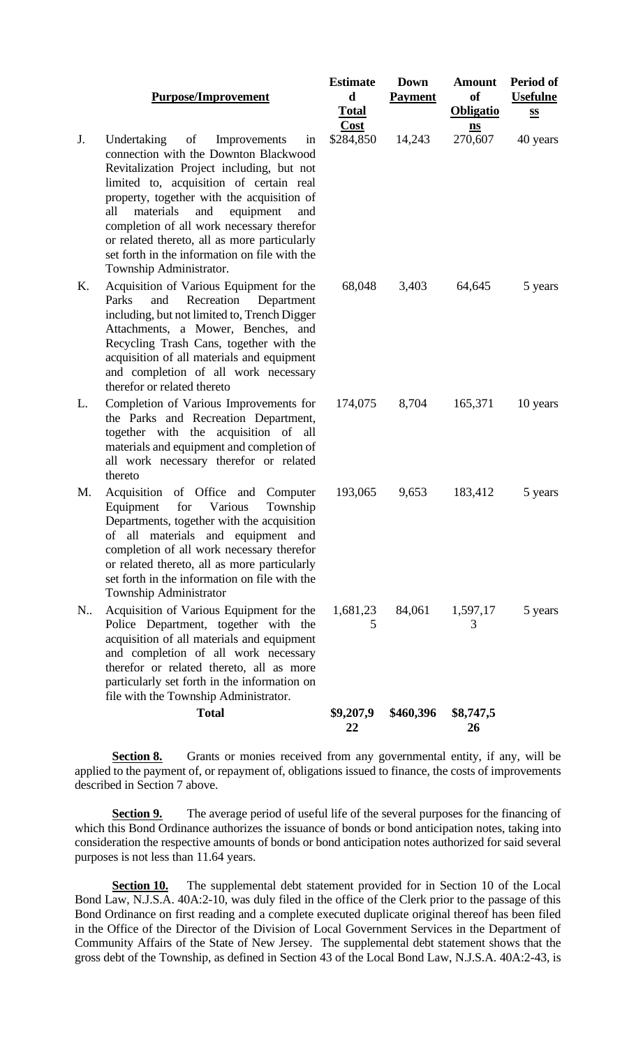| | Purpose/Improvement | Estimated Total Cost | Down Payment | Amount of Obligations | Period of Usefulness |
|---|---|---|---|---|---|
| J. | Undertaking of Improvements in connection with the Downton Blackwood Revitalization Project including, but not limited to, acquisition of certain real property, together with the acquisition of all materials and equipment and completion of all work necessary therefor or related thereto, all as more particularly set forth in the information on file with the Township Administrator. | $284,850 | 14,243 | 270,607 | 40 years |
| K. | Acquisition of Various Equipment for the Parks and Recreation Department including, but not limited to, Trench Digger Attachments, a Mower, Benches, and Recycling Trash Cans, together with the acquisition of all materials and equipment and completion of all work necessary therefor or related thereto | 68,048 | 3,403 | 64,645 | 5 years |
| L. | Completion of Various Improvements for the Parks and Recreation Department, together with the acquisition of all materials and equipment and completion of all work necessary therefor or related thereto | 174,075 | 8,704 | 165,371 | 10 years |
| M. | Acquisition of Office and Computer Equipment for Various Township Departments, together with the acquisition of all materials and equipment and completion of all work necessary therefor or related thereto, all as more particularly set forth in the information on file with the Township Administrator | 193,065 | 9,653 | 183,412 | 5 years |
| N.. | Acquisition of Various Equipment for the Police Department, together with the acquisition of all materials and equipment and completion of all work necessary therefor or related thereto, all as more particularly set forth in the information on file with the Township Administrator. | 1,681,235 | 84,061 | 1,597,173 | 5 years |
| | **Total** | **$9,207,922** | **$460,396** | **$8,747,526** | |

**Section 8.** Grants or monies received from any governmental entity, if any, will be applied to the payment of, or repayment of, obligations issued to finance, the costs of improvements described in Section 7 above.

**Section 9.** The average period of useful life of the several purposes for the financing of which this Bond Ordinance authorizes the issuance of bonds or bond anticipation notes, taking into consideration the respective amounts of bonds or bond anticipation notes authorized for said several purposes is not less than 11.64 years.

**Section 10.** The supplemental debt statement provided for in Section 10 of the Local Bond Law, N.J.S.A. 40A:2-10, was duly filed in the office of the Clerk prior to the passage of this Bond Ordinance on first reading and a complete executed duplicate original thereof has been filed in the Office of the Director of the Division of Local Government Services in the Department of Community Affairs of the State of New Jersey. The supplemental debt statement shows that the gross debt of the Township, as defined in Section 43 of the Local Bond Law, N.J.S.A. 40A:2-43, is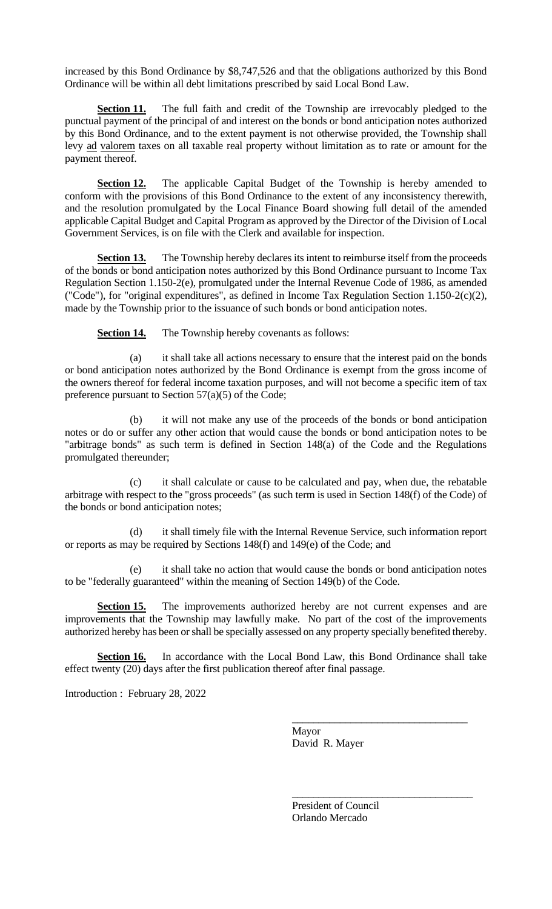increased by this Bond Ordinance by $8,747,526 and that the obligations authorized by this Bond Ordinance will be within all debt limitations prescribed by said Local Bond Law.

**Section 11.** The full faith and credit of the Township are irrevocably pledged to the punctual payment of the principal of and interest on the bonds or bond anticipation notes authorized by this Bond Ordinance, and to the extent payment is not otherwise provided, the Township shall levy ad valorem taxes on all taxable real property without limitation as to rate or amount for the payment thereof.

**Section 12.** The applicable Capital Budget of the Township is hereby amended to conform with the provisions of this Bond Ordinance to the extent of any inconsistency therewith, and the resolution promulgated by the Local Finance Board showing full detail of the amended applicable Capital Budget and Capital Program as approved by the Director of the Division of Local Government Services, is on file with the Clerk and available for inspection.

**Section 13.** The Township hereby declares its intent to reimburse itself from the proceeds of the bonds or bond anticipation notes authorized by this Bond Ordinance pursuant to Income Tax Regulation Section 1.150-2(e), promulgated under the Internal Revenue Code of 1986, as amended ("Code"), for "original expenditures", as defined in Income Tax Regulation Section 1.150-2(c)(2), made by the Township prior to the issuance of such bonds or bond anticipation notes.

**Section 14.** The Township hereby covenants as follows:

(a) it shall take all actions necessary to ensure that the interest paid on the bonds or bond anticipation notes authorized by the Bond Ordinance is exempt from the gross income of the owners thereof for federal income taxation purposes, and will not become a specific item of tax preference pursuant to Section 57(a)(5) of the Code;

(b) it will not make any use of the proceeds of the bonds or bond anticipation notes or do or suffer any other action that would cause the bonds or bond anticipation notes to be "arbitrage bonds" as such term is defined in Section 148(a) of the Code and the Regulations promulgated thereunder;

(c) it shall calculate or cause to be calculated and pay, when due, the rebatable arbitrage with respect to the "gross proceeds" (as such term is used in Section 148(f) of the Code) of the bonds or bond anticipation notes;

(d) it shall timely file with the Internal Revenue Service, such information report or reports as may be required by Sections 148(f) and 149(e) of the Code; and

(e) it shall take no action that would cause the bonds or bond anticipation notes to be "federally guaranteed" within the meaning of Section 149(b) of the Code.

**Section 15.** The improvements authorized hereby are not current expenses and are improvements that the Township may lawfully make. No part of the cost of the improvements authorized hereby has been or shall be specially assessed on any property specially benefited thereby.

**Section 16.** In accordance with the Local Bond Law, this Bond Ordinance shall take effect twenty (20) days after the first publication thereof after final passage.

Introduction : February 28, 2022

\_\_\_\_\_\_\_\_\_\_\_\_\_\_\_\_\_\_\_\_\_\_\_\_\_\_\_\_\_\_\_\_
Mayor
David R. Mayer

\_\_\_\_\_\_\_\_\_\_\_\_\_\_\_\_\_\_\_\_\_\_\_\_\_\_\_\_\_\_\_\_
President of Council
Orlando Mercado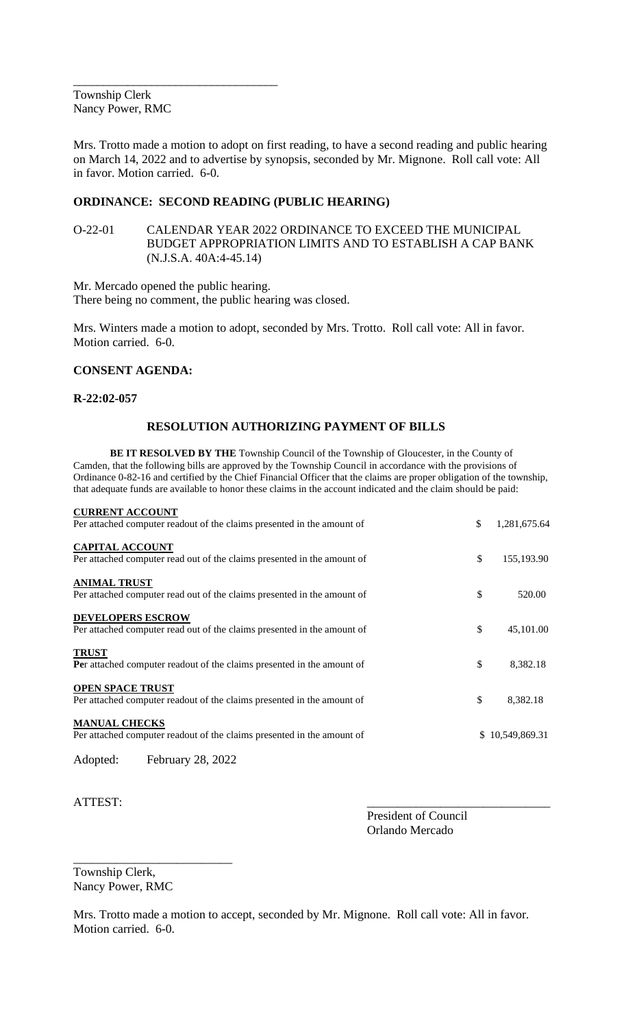\_\_\_\_\_\_\_\_\_\_\_\_\_\_\_\_\_\_\_\_\_\_\_\_\_\_\_\_\_\_\_\_\_

Township Clerk
Nancy Power, RMC

Mrs. Trotto made a motion to adopt on first reading, to have a second reading and public hearing on March 14, 2022 and to advertise by synopsis, seconded by Mr. Mignone. Roll call vote: All in favor. Motion carried. 6-0.

**ORDINANCE: SECOND READING (PUBLIC HEARING)**

O-22-01 CALENDAR YEAR 2022 ORDINANCE TO EXCEED THE MUNICIPAL BUDGET APPROPRIATION LIMITS AND TO ESTABLISH A CAP BANK (N.J.S.A. 40A:4-45.14)

Mr. Mercado opened the public hearing.
There being no comment, the public hearing was closed.

Mrs. Winters made a motion to adopt, seconded by Mrs. Trotto. Roll call vote: All in favor. Motion carried. 6-0.

**CONSENT AGENDA:**

**R-22:02-057**

**RESOLUTION AUTHORIZING PAYMENT OF BILLS**

**BE IT RESOLVED BY THE** Township Council of the Township of Gloucester, in the County of Camden, that the following bills are approved by the Township Council in accordance with the provisions of Ordinance 0-82-16 and certified by the Chief Financial Officer that the claims are proper obligation of the township, that adequate funds are available to honor these claims in the account indicated and the claim should be paid:

| | |
|---|---|
| **CURRENT ACCOUNT**<br>Per attached computer readout of the claims presented in the amount of | $ 1,281,675.64 |
| **CAPITAL ACCOUNT**<br>Per attached computer read out of the claims presented in the amount of | $ 155,193.90 |
| **ANIMAL TRUST**<br>Per attached computer read out of the claims presented in the amount of | $ 520.00 |
| **DEVELOPERS ESCROW**<br>Per attached computer read out of the claims presented in the amount of | $ 45,101.00 |
| **TRUST**<br>Per attached computer readout of the claims presented in the amount of | $ 8,382.18 |
| **OPEN SPACE TRUST**<br>Per attached computer readout of the claims presented in the amount of | $ 8,382.18 |
| **MANUAL CHECKS**<br>Per attached computer readout of the claims presented in the amount of | $ 10,549,869.31 |

Adopted: February 28, 2022

ATTEST:

\_\_\_\_\_\_\_\_\_\_\_\_\_\_\_\_\_\_\_\_\_\_\_\_\_\_\_\_\_\_
President of Council
Orlando Mercado

\_\_\_\_\_\_\_\_\_\_\_\_\_\_\_\_\_\_\_\_\_\_\_\_\_\_
Township Clerk,
Nancy Power, RMC

Mrs. Trotto made a motion to accept, seconded by Mr. Mignone. Roll call vote: All in favor. Motion carried. 6-0.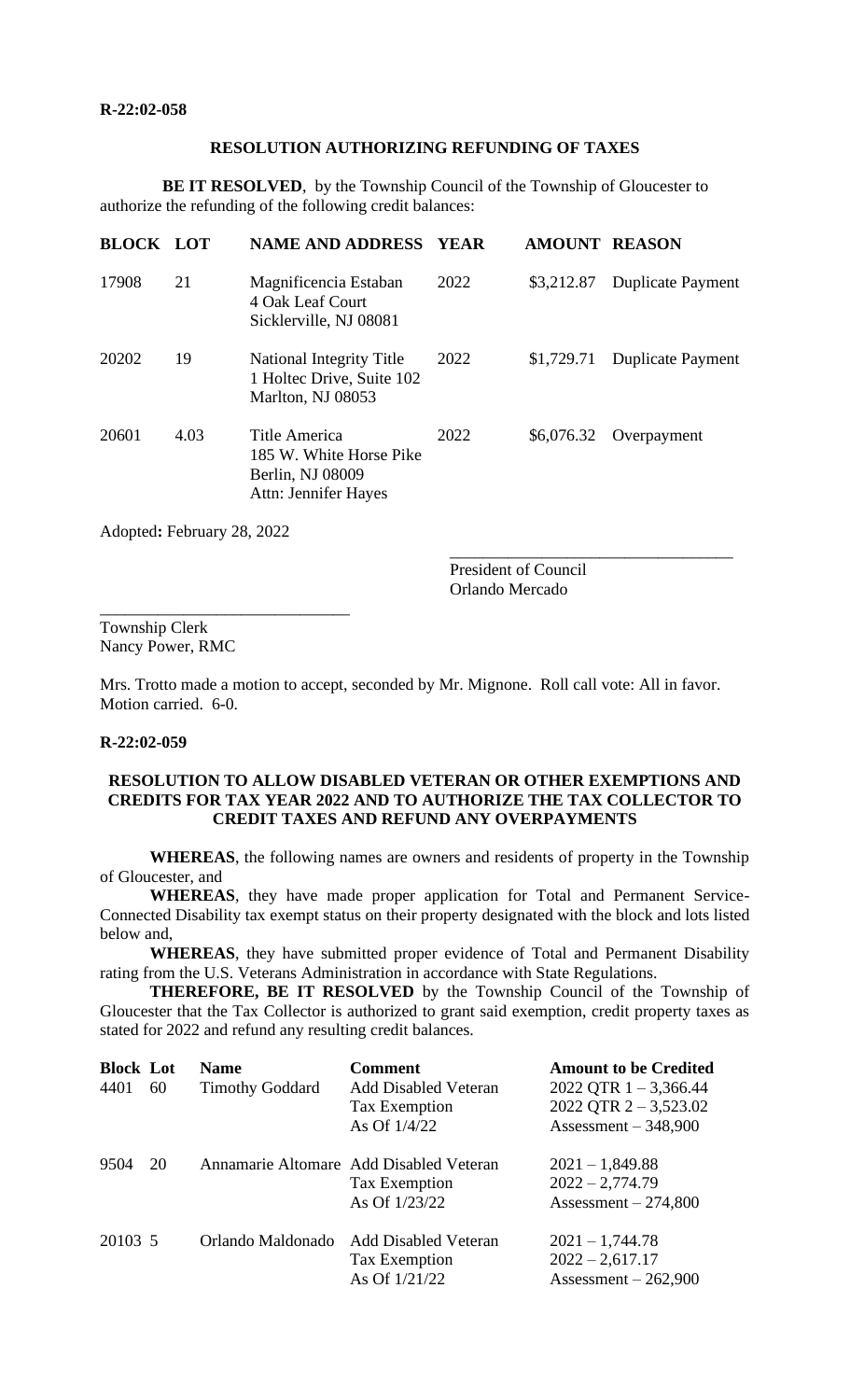**R-22:02-058**

**RESOLUTION AUTHORIZING REFUNDING OF TAXES**

**BE IT RESOLVED**, by the Township Council of the Township of Gloucester to authorize the refunding of the following credit balances:

| BLOCK | LOT | NAME AND ADDRESS | YEAR | AMOUNT | REASON |
|---|---|---|---|---|---|
| 17908 | 21 | Magnificencia Estaban<br>4 Oak Leaf Court<br>Sicklerville, NJ 08081 | 2022 | \$3,212.87 | Duplicate Payment |
| 20202 | 19 | National Integrity Title<br>1 Holtec Drive, Suite 102<br>Marlton, NJ 08053 | 2022 | \$1,729.71 | Duplicate Payment |
| 20601 | 4.03 | Title America<br>185 W. White Horse Pike<br>Berlin, NJ 08009<br>Attn: Jennifer Hayes | 2022 | \$6,076.32 | Overpayment |

Adopted**:** February 28, 2022

\_\_\_\_\_\_\_\_\_\_\_\_\_\_\_\_\_\_\_\_\_\_\_\_\_\_\_\_\_\_\_\_\_\_\_
President of Council
Orlando Mercado

\_\_\_\_\_\_\_\_\_\_\_\_\_\_\_\_\_\_\_\_\_\_\_\_\_\_\_\_\_\_\_
Township Clerk
Nancy Power, RMC

Mrs. Trotto made a motion to accept, seconded by Mr. Mignone. Roll call vote: All in favor. Motion carried. 6-0.

**R-22:02-059**

**RESOLUTION TO ALLOW DISABLED VETERAN OR OTHER EXEMPTIONS AND CREDITS FOR TAX YEAR 2022 AND TO AUTHORIZE THE TAX COLLECTOR TO CREDIT TAXES AND REFUND ANY OVERPAYMENTS**

**WHEREAS**, the following names are owners and residents of property in the Township of Gloucester, and

**WHEREAS**, they have made proper application for Total and Permanent Service-Connected Disability tax exempt status on their property designated with the block and lots listed below and,

**WHEREAS**, they have submitted proper evidence of Total and Permanent Disability rating from the U.S. Veterans Administration in accordance with State Regulations.

**THEREFORE, BE IT RESOLVED** by the Township Council of the Township of Gloucester that the Tax Collector is authorized to grant said exemption, credit property taxes as stated for 2022 and refund any resulting credit balances.

| Block | Lot | Name | Comment | Amount to be Credited |
|---|---|---|---|---|
| 4401 | 60 | Timothy Goddard | Add Disabled Veteran<br>Tax Exemption<br>As Of 1/4/22 | 2022 QTR 1 – 3,366.44<br>2022 QTR 2 – 3,523.02<br>Assessment – 348,900 |
| 9504 | 20 | Annamarie Altomare | Add Disabled Veteran<br>Tax Exemption<br>As Of 1/23/22 | 2021 – 1,849.88<br>2022 – 2,774.79<br>Assessment – 274,800 |
| 20103 | 5 | Orlando Maldonado | Add Disabled Veteran<br>Tax Exemption<br>As Of 1/21/22 | 2021 – 1,744.78<br>2022 – 2,617.17<br>Assessment – 262,900 |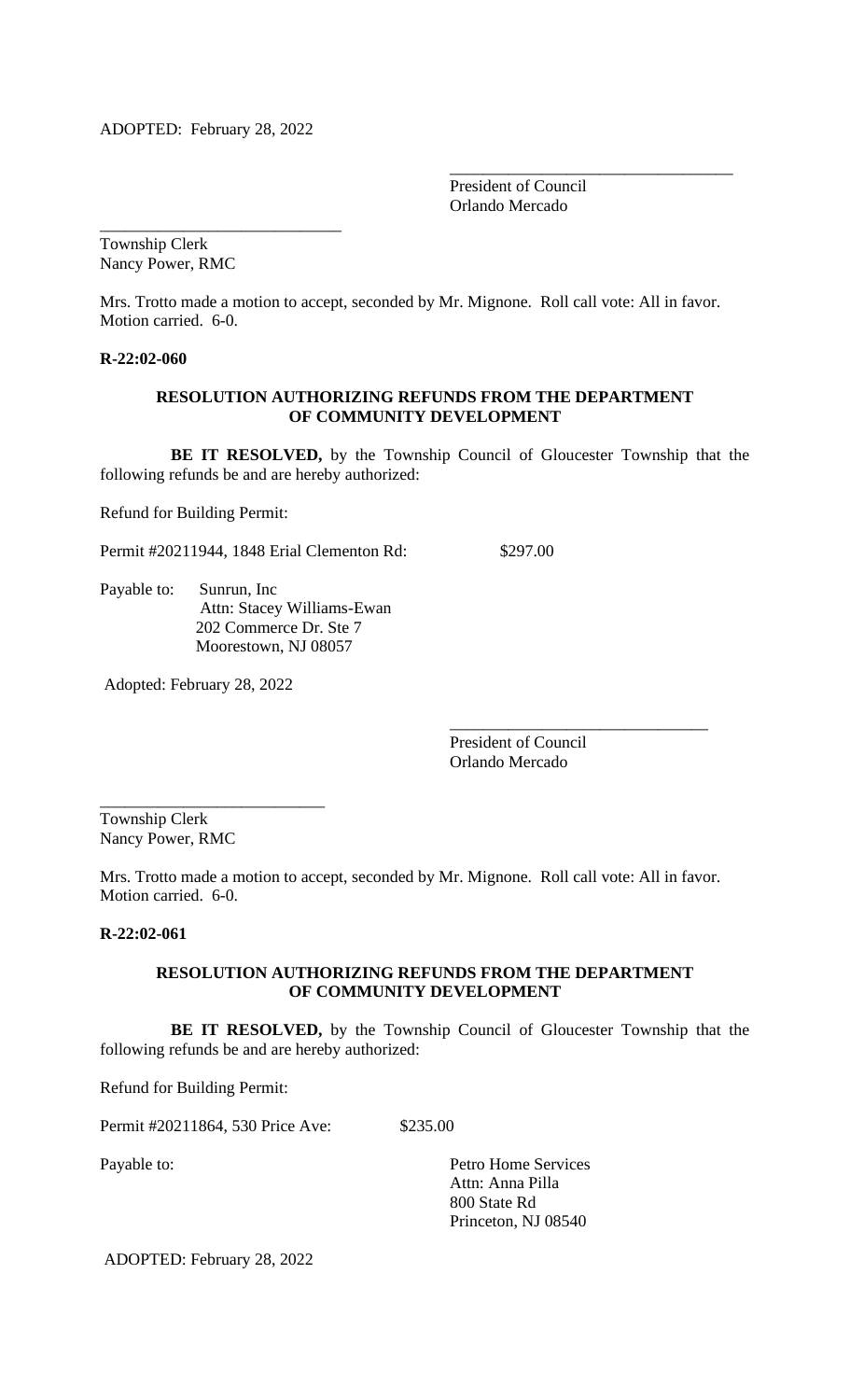ADOPTED: February 28, 2022

\_\_\_\_\_\_\_\_\_\_\_\_\_\_\_\_\_\_\_\_\_\_\_\_\_\_\_\_\_\_\_\_\_\_
President of Council
Orlando Mercado

\_\_\_\_\_\_\_\_\_\_\_\_\_\_\_\_\_\_\_\_\_\_\_\_\_\_\_\_\_\_
Township Clerk
Nancy Power, RMC

Mrs. Trotto made a motion to accept, seconded by Mr. Mignone. Roll call vote: All in favor. Motion carried. 6-0.

**R-22:02-060**

**RESOLUTION AUTHORIZING REFUNDS FROM THE DEPARTMENT OF COMMUNITY DEVELOPMENT**

**BE IT RESOLVED,** by the Township Council of Gloucester Township that the following refunds be and are hereby authorized:

Refund for Building Permit:

Permit #20211944, 1848 Erial Clementon Rd: $297.00

Payable to: Sunrun, Inc
Attn: Stacey Williams-Ewan
202 Commerce Dr. Ste 7
Moorestown, NJ 08057

Adopted: February 28, 2022

\_\_\_\_\_\_\_\_\_\_\_\_\_\_\_\_\_\_\_\_\_\_\_\_\_\_\_\_\_\_\_
President of Council
Orlando Mercado

\_\_\_\_\_\_\_\_\_\_\_\_\_\_\_\_\_\_\_\_\_\_\_\_\_\_\_
Township Clerk
Nancy Power, RMC

Mrs. Trotto made a motion to accept, seconded by Mr. Mignone. Roll call vote: All in favor. Motion carried. 6-0.

**R-22:02-061**

**RESOLUTION AUTHORIZING REFUNDS FROM THE DEPARTMENT OF COMMUNITY DEVELOPMENT**

**BE IT RESOLVED,** by the Township Council of Gloucester Township that the following refunds be and are hereby authorized:

Refund for Building Permit:

Permit #20211864, 530 Price Ave: $235.00

Payable to: Petro Home Services
Attn: Anna Pilla
800 State Rd
Princeton, NJ 08540

ADOPTED: February 28, 2022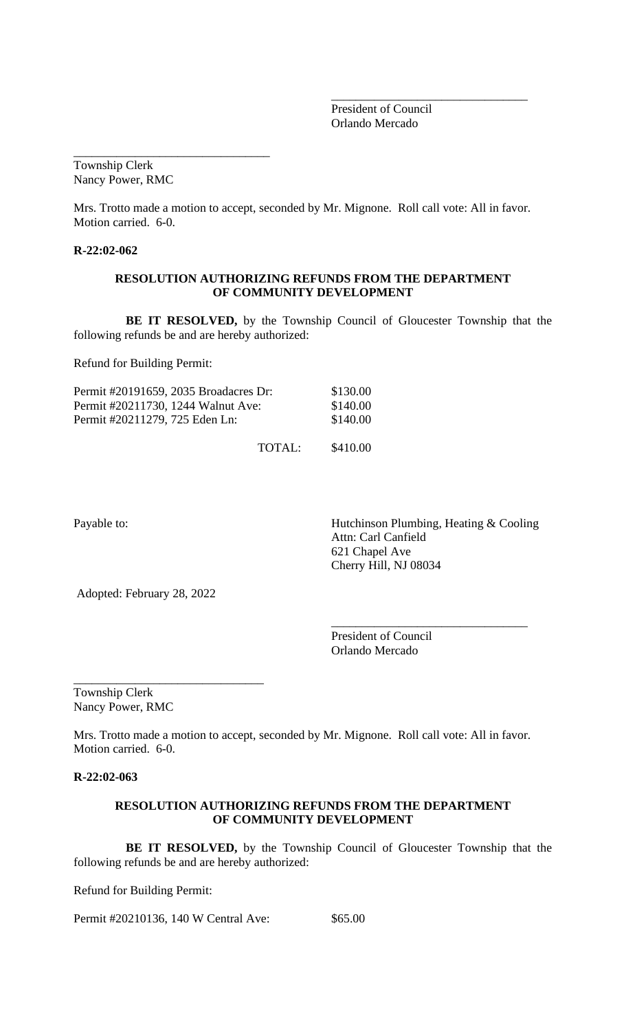\_\_\_\_\_\_\_\_\_\_\_\_\_\_\_\_\_\_\_\_\_\_\_\_\_\_\_\_\_\_\_\_
President of Council
Orlando Mercado

\_\_\_\_\_\_\_\_\_\_\_\_\_\_\_\_\_\_\_\_\_\_\_\_\_\_\_\_\_\_\_\_
Township Clerk
Nancy Power, RMC

Mrs. Trotto made a motion to accept, seconded by Mr. Mignone. Roll call vote: All in favor. Motion carried. 6-0.

**R-22:02-062**

**RESOLUTION AUTHORIZING REFUNDS FROM THE DEPARTMENT OF COMMUNITY DEVELOPMENT**

**BE IT RESOLVED,** by the Township Council of Gloucester Township that the following refunds be and are hereby authorized:

Refund for Building Permit:

| | |
|---|---|
| Permit #20191659, 2035 Broadacres Dr: | $130.00 |
| Permit #20211730, 1244 Walnut Ave: | $140.00 |
| Permit #20211279, 725 Eden Ln: | $140.00 |
| TOTAL: | $410.00 |

Payable to:

Hutchinson Plumbing, Heating & Cooling
Attn: Carl Canfield
621 Chapel Ave
Cherry Hill, NJ 08034

Adopted: February 28, 2022

\_\_\_\_\_\_\_\_\_\_\_\_\_\_\_\_\_\_\_\_\_\_\_\_\_\_\_\_\_\_\_\_
President of Council
Orlando Mercado

\_\_\_\_\_\_\_\_\_\_\_\_\_\_\_\_\_\_\_\_\_\_\_\_\_\_\_\_\_\_\_\_
Township Clerk
Nancy Power, RMC

Mrs. Trotto made a motion to accept, seconded by Mr. Mignone. Roll call vote: All in favor. Motion carried. 6-0.

**R-22:02-063**

**RESOLUTION AUTHORIZING REFUNDS FROM THE DEPARTMENT OF COMMUNITY DEVELOPMENT**

**BE IT RESOLVED,** by the Township Council of Gloucester Township that the following refunds be and are hereby authorized:

Refund for Building Permit:

Permit #20210136, 140 W Central Ave: $65.00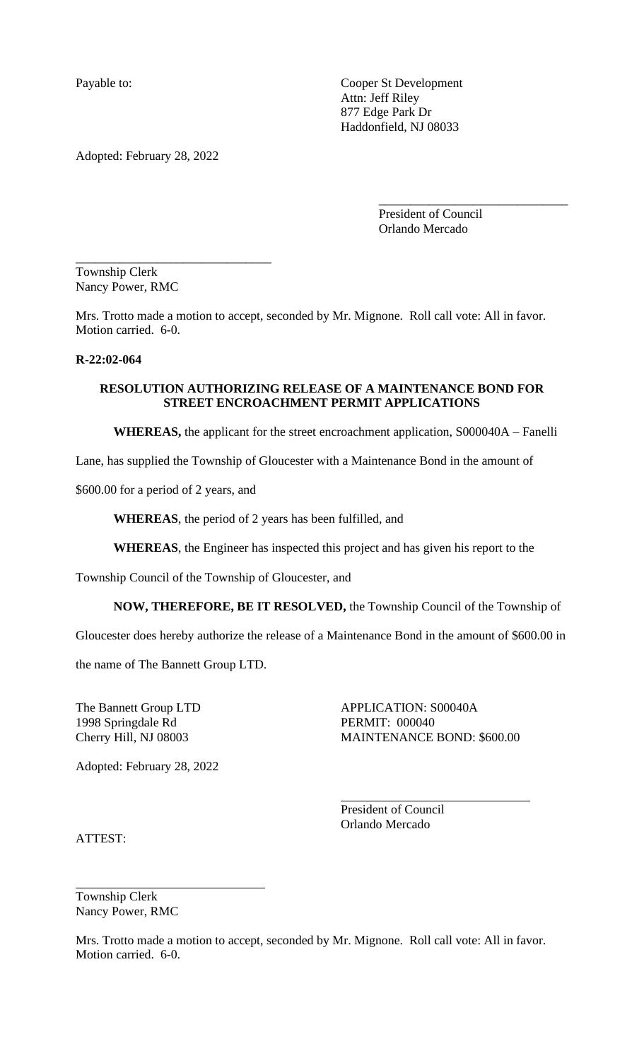Payable to: Cooper St Development
Attn: Jeff Riley
877 Edge Park Dr
Haddonfield, NJ 08033

Adopted: February 28, 2022

\_\_\_\_\_\_\_\_\_\_\_\_\_\_\_\_\_\_\_\_\_\_\_\_\_\_\_\_\_\_
President of Council
Orlando Mercado

\_\_\_\_\_\_\_\_\_\_\_\_\_\_\_\_\_\_\_\_\_\_\_\_\_\_\_\_\_\_
Township Clerk
Nancy Power, RMC

Mrs. Trotto made a motion to accept, seconded by Mr. Mignone. Roll call vote: All in favor. Motion carried. 6-0.

**R-22:02-064**

**RESOLUTION AUTHORIZING RELEASE OF A MAINTENANCE BOND FOR STREET ENCROACHMENT PERMIT APPLICATIONS**

**WHEREAS,** the applicant for the street encroachment application, S000040A – Fanelli Lane, has supplied the Township of Gloucester with a Maintenance Bond in the amount of $600.00 for a period of 2 years, and

**WHEREAS**, the period of 2 years has been fulfilled, and

**WHEREAS**, the Engineer has inspected this project and has given his report to the Township Council of the Township of Gloucester, and

**NOW, THEREFORE, BE IT RESOLVED,** the Township Council of the Township of Gloucester does hereby authorize the release of a Maintenance Bond in the amount of $600.00 in the name of The Bannett Group LTD.

The Bannett Group LTD
1998 Springdale Rd
Cherry Hill, NJ 08003

APPLICATION: S00040A
PERMIT: 000040
MAINTENANCE BOND: $600.00

Adopted: February 28, 2022

\_\_\_\_\_\_\_\_\_\_\_\_\_\_\_\_\_\_\_\_\_\_\_\_\_\_\_\_\_\_
President of Council
Orlando Mercado

ATTEST:

\_\_\_\_\_\_\_\_\_\_\_\_\_\_\_\_\_\_\_\_\_\_\_\_\_\_\_\_\_\_
Township Clerk
Nancy Power, RMC

Mrs. Trotto made a motion to accept, seconded by Mr. Mignone. Roll call vote: All in favor. Motion carried. 6-0.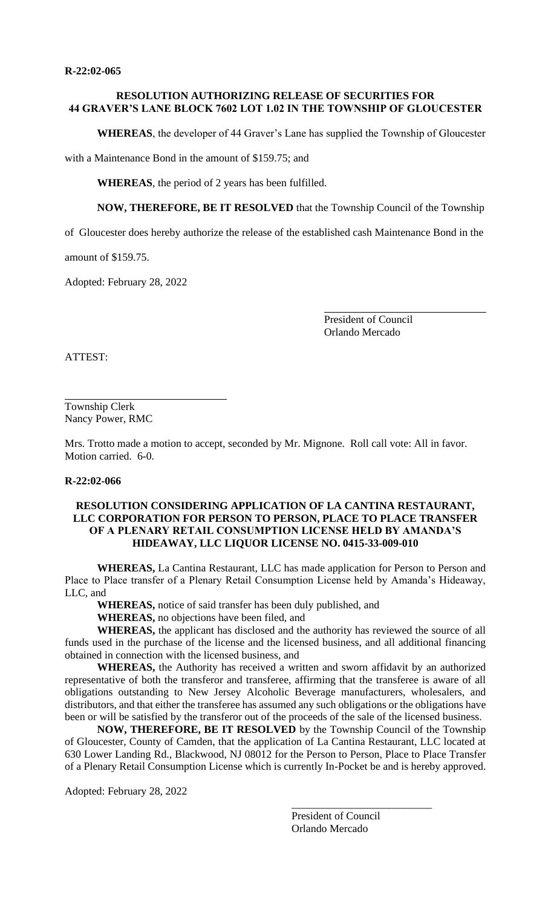**R-22:02-065**

**RESOLUTION AUTHORIZING RELEASE OF SECURITIES FOR 44 GRAVER'S LANE BLOCK 7602 LOT 1.02 IN THE TOWNSHIP OF GLOUCESTER**

**WHEREAS**, the developer of 44 Graver's Lane has supplied the Township of Gloucester with a Maintenance Bond in the amount of $159.75; and

**WHEREAS**, the period of 2 years has been fulfilled.

**NOW, THEREFORE, BE IT RESOLVED** that the Township Council of the Township of Gloucester does hereby authorize the release of the established cash Maintenance Bond in the amount of $159.75.

Adopted: February 28, 2022

President of Council
Orlando Mercado

ATTEST:

Township Clerk
Nancy Power, RMC

Mrs. Trotto made a motion to accept, seconded by Mr. Mignone. Roll call vote: All in favor. Motion carried. 6-0.

**R-22:02-066**

**RESOLUTION CONSIDERING APPLICATION OF LA CANTINA RESTAURANT, LLC CORPORATION FOR PERSON TO PERSON, PLACE TO PLACE TRANSFER OF A PLENARY RETAIL CONSUMPTION LICENSE HELD BY AMANDA'S HIDEAWAY, LLC LIQUOR LICENSE NO. 0415-33-009-010**

**WHEREAS,** La Cantina Restaurant, LLC has made application for Person to Person and Place to Place transfer of a Plenary Retail Consumption License held by Amanda's Hideaway, LLC, and

**WHEREAS,** notice of said transfer has been duly published, and

**WHEREAS,** no objections have been filed, and

**WHEREAS,** the applicant has disclosed and the authority has reviewed the source of all funds used in the purchase of the license and the licensed business, and all additional financing obtained in connection with the licensed business, and

**WHEREAS,** the Authority has received a written and sworn affidavit by an authorized representative of both the transferor and transferee, affirming that the transferee is aware of all obligations outstanding to New Jersey Alcoholic Beverage manufacturers, wholesalers, and distributors, and that either the transferee has assumed any such obligations or the obligations have been or will be satisfied by the transferor out of the proceeds of the sale of the licensed business.

**NOW, THEREFORE, BE IT RESOLVED** by the Township Council of the Township of Gloucester, County of Camden, that the application of La Cantina Restaurant, LLC located at 630 Lower Landing Rd., Blackwood, NJ 08012 for the Person to Person, Place to Place Transfer of a Plenary Retail Consumption License which is currently In-Pocket be and is hereby approved.

Adopted: February 28, 2022

President of Council
Orlando Mercado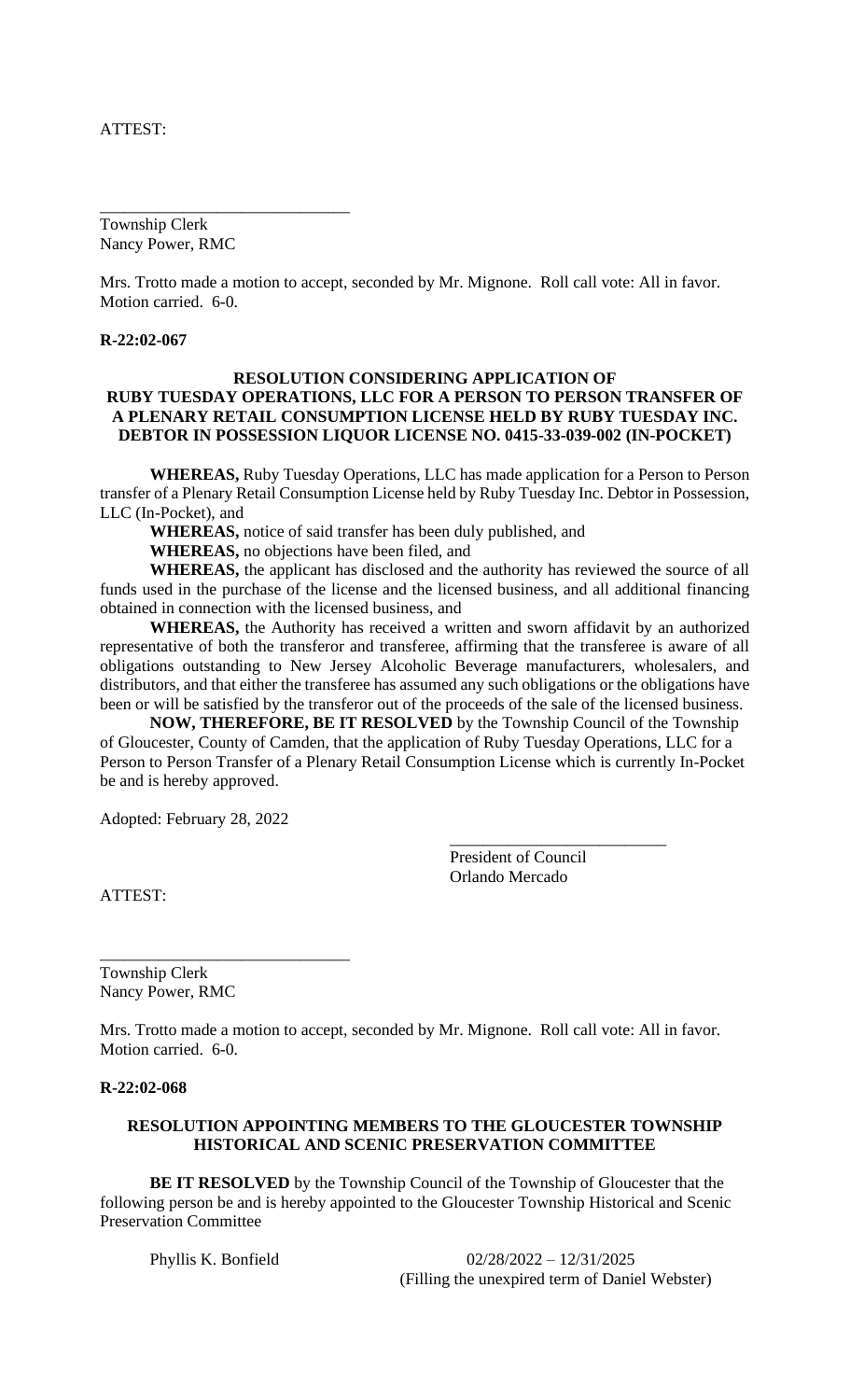ATTEST:

______________________________
Township Clerk
Nancy Power, RMC

Mrs. Trotto made a motion to accept, seconded by Mr. Mignone. Roll call vote: All in favor. Motion carried. 6-0.

**R-22:02-067**

**RESOLUTION CONSIDERING APPLICATION OF RUBY TUESDAY OPERATIONS, LLC FOR A PERSON TO PERSON TRANSFER OF A PLENARY RETAIL CONSUMPTION LICENSE HELD BY RUBY TUESDAY INC. DEBTOR IN POSSESSION LIQUOR LICENSE NO. 0415-33-039-002 (IN-POCKET)**

**WHEREAS,** Ruby Tuesday Operations, LLC has made application for a Person to Person transfer of a Plenary Retail Consumption License held by Ruby Tuesday Inc. Debtor in Possession, LLC (In-Pocket), and

**WHEREAS,** notice of said transfer has been duly published, and

**WHEREAS,** no objections have been filed, and

**WHEREAS,** the applicant has disclosed and the authority has reviewed the source of all funds used in the purchase of the license and the licensed business, and all additional financing obtained in connection with the licensed business, and

**WHEREAS,** the Authority has received a written and sworn affidavit by an authorized representative of both the transferor and transferee, affirming that the transferee is aware of all obligations outstanding to New Jersey Alcoholic Beverage manufacturers, wholesalers, and distributors, and that either the transferee has assumed any such obligations or the obligations have been or will be satisfied by the transferor out of the proceeds of the sale of the licensed business.

**NOW, THEREFORE, BE IT RESOLVED** by the Township Council of the Township of Gloucester, County of Camden, that the application of Ruby Tuesday Operations, LLC for a Person to Person Transfer of a Plenary Retail Consumption License which is currently In-Pocket be and is hereby approved.

Adopted: February 28, 2022

______________________________
President of Council
Orlando Mercado

ATTEST:

______________________________
Township Clerk
Nancy Power, RMC

Mrs. Trotto made a motion to accept, seconded by Mr. Mignone. Roll call vote: All in favor. Motion carried. 6-0.

**R-22:02-068**

**RESOLUTION APPOINTING MEMBERS TO THE GLOUCESTER TOWNSHIP HISTORICAL AND SCENIC PRESERVATION COMMITTEE**

**BE IT RESOLVED** by the Township Council of the Township of Gloucester that the following person be and is hereby appointed to the Gloucester Township Historical and Scenic Preservation Committee

Phyllis K. Bonfield 02/28/2022 – 12/31/2025
(Filling the unexpired term of Daniel Webster)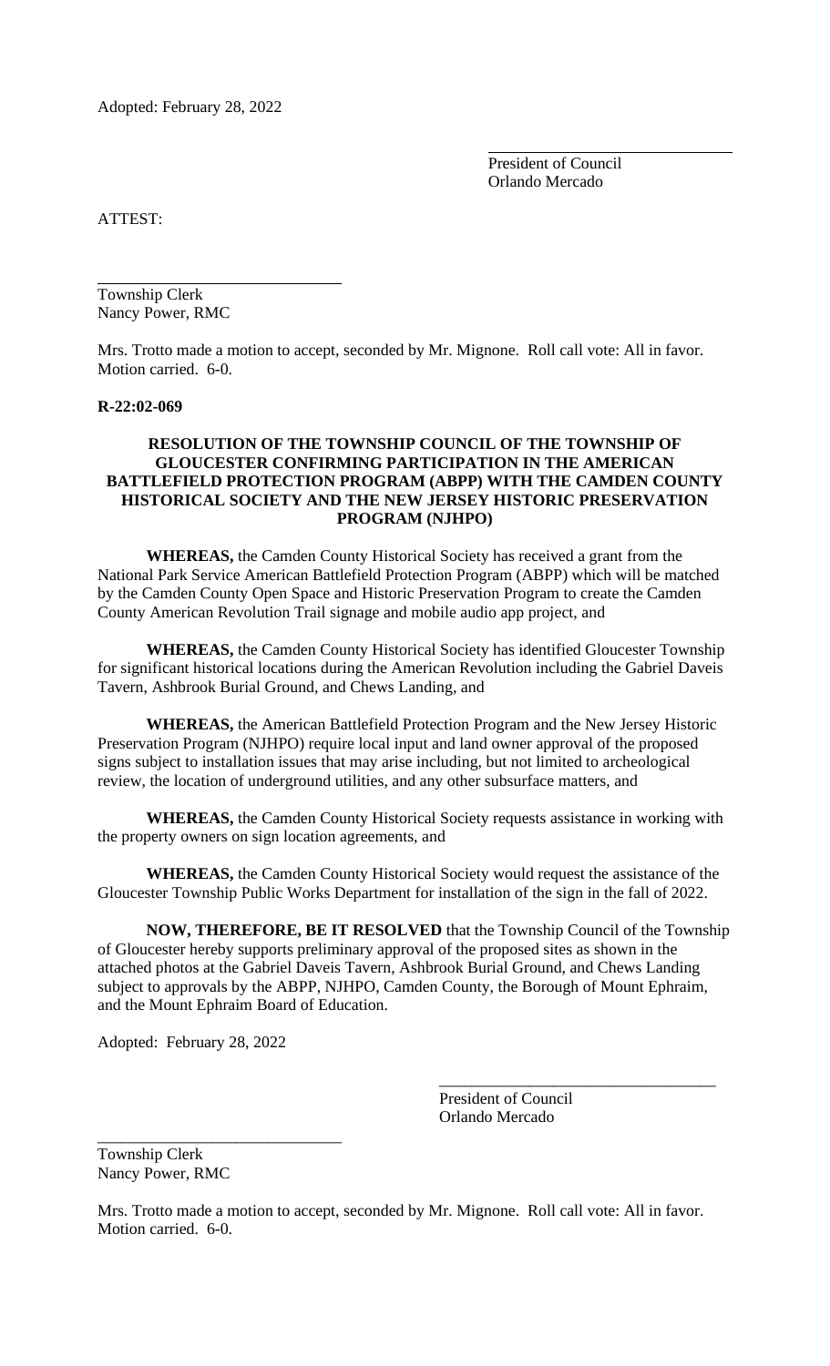Adopted: February 28, 2022

President of Council
Orlando Mercado

ATTEST:

Township Clerk
Nancy Power, RMC

Mrs. Trotto made a motion to accept, seconded by Mr. Mignone. Roll call vote: All in favor. Motion carried. 6-0.

**R-22:02-069**

**RESOLUTION OF THE TOWNSHIP COUNCIL OF THE TOWNSHIP OF GLOUCESTER CONFIRMING PARTICIPATION IN THE AMERICAN BATTLEFIELD PROTECTION PROGRAM (ABPP) WITH THE CAMDEN COUNTY HISTORICAL SOCIETY AND THE NEW JERSEY HISTORIC PRESERVATION PROGRAM (NJHPO)**

**WHEREAS,** the Camden County Historical Society has received a grant from the National Park Service American Battlefield Protection Program (ABPP) which will be matched by the Camden County Open Space and Historic Preservation Program to create the Camden County American Revolution Trail signage and mobile audio app project, and

**WHEREAS,** the Camden County Historical Society has identified Gloucester Township for significant historical locations during the American Revolution including the Gabriel Daveis Tavern, Ashbrook Burial Ground, and Chews Landing, and

**WHEREAS,** the American Battlefield Protection Program and the New Jersey Historic Preservation Program (NJHPO) require local input and land owner approval of the proposed signs subject to installation issues that may arise including, but not limited to archeological review, the location of underground utilities, and any other subsurface matters, and

**WHEREAS,** the Camden County Historical Society requests assistance in working with the property owners on sign location agreements, and

**WHEREAS,** the Camden County Historical Society would request the assistance of the Gloucester Township Public Works Department for installation of the sign in the fall of 2022.

**NOW, THEREFORE, BE IT RESOLVED** that the Township Council of the Township of Gloucester hereby supports preliminary approval of the proposed sites as shown in the attached photos at the Gabriel Daveis Tavern, Ashbrook Burial Ground, and Chews Landing subject to approvals by the ABPP, NJHPO, Camden County, the Borough of Mount Ephraim, and the Mount Ephraim Board of Education.

Adopted: February 28, 2022

President of Council
Orlando Mercado

Township Clerk
Nancy Power, RMC

Mrs. Trotto made a motion to accept, seconded by Mr. Mignone. Roll call vote: All in favor. Motion carried. 6-0.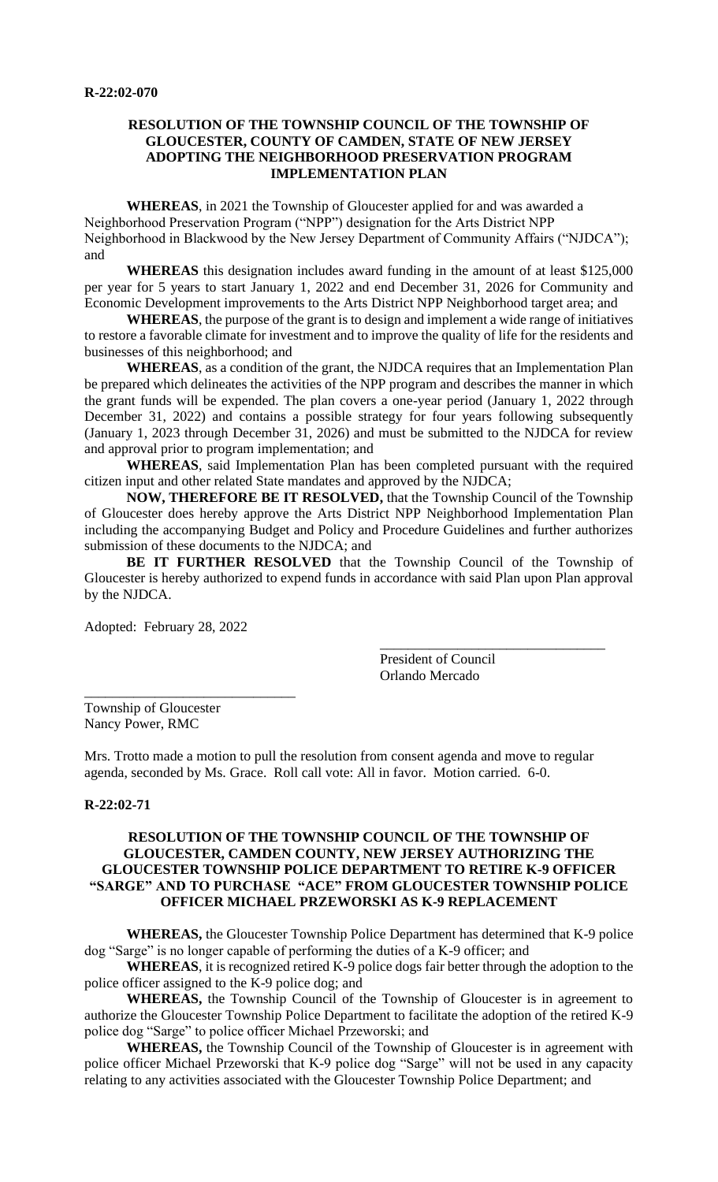**R-22:02-070**

**RESOLUTION OF THE TOWNSHIP COUNCIL OF THE TOWNSHIP OF GLOUCESTER, COUNTY OF CAMDEN, STATE OF NEW JERSEY ADOPTING THE NEIGHBORHOOD PRESERVATION PROGRAM IMPLEMENTATION PLAN**

**WHEREAS**, in 2021 the Township of Gloucester applied for and was awarded a Neighborhood Preservation Program ("NPP") designation for the Arts District NPP Neighborhood in Blackwood by the New Jersey Department of Community Affairs ("NJDCA"); and

**WHEREAS** this designation includes award funding in the amount of at least $125,000 per year for 5 years to start January 1, 2022 and end December 31, 2026 for Community and Economic Development improvements to the Arts District NPP Neighborhood target area; and

**WHEREAS**, the purpose of the grant is to design and implement a wide range of initiatives to restore a favorable climate for investment and to improve the quality of life for the residents and businesses of this neighborhood; and

**WHEREAS**, as a condition of the grant, the NJDCA requires that an Implementation Plan be prepared which delineates the activities of the NPP program and describes the manner in which the grant funds will be expended. The plan covers a one-year period (January 1, 2022 through December 31, 2022) and contains a possible strategy for four years following subsequently (January 1, 2023 through December 31, 2026) and must be submitted to the NJDCA for review and approval prior to program implementation; and

**WHEREAS**, said Implementation Plan has been completed pursuant with the required citizen input and other related State mandates and approved by the NJDCA;

**NOW, THEREFORE BE IT RESOLVED,** that the Township Council of the Township of Gloucester does hereby approve the Arts District NPP Neighborhood Implementation Plan including the accompanying Budget and Policy and Procedure Guidelines and further authorizes submission of these documents to the NJDCA; and

**BE IT FURTHER RESOLVED** that the Township Council of the Township of Gloucester is hereby authorized to expend funds in accordance with said Plan upon Plan approval by the NJDCA.

Adopted: February 28, 2022

\_\_\_\_\_\_\_\_\_\_\_\_\_\_\_\_\_\_\_\_\_\_\_\_\_\_\_\_\_\_\_\_
President of Council
Orlando Mercado

\_\_\_\_\_\_\_\_\_\_\_\_\_\_\_\_\_\_\_\_\_\_\_\_\_\_\_\_\_\_\_\_
Township of Gloucester
Nancy Power, RMC

Mrs. Trotto made a motion to pull the resolution from consent agenda and move to regular agenda, seconded by Ms. Grace. Roll call vote: All in favor. Motion carried. 6-0.

**R-22:02-71**

**RESOLUTION OF THE TOWNSHIP COUNCIL OF THE TOWNSHIP OF GLOUCESTER, CAMDEN COUNTY, NEW JERSEY AUTHORIZING THE GLOUCESTER TOWNSHIP POLICE DEPARTMENT TO RETIRE K-9 OFFICER "SARGE" AND TO PURCHASE "ACE" FROM GLOUCESTER TOWNSHIP POLICE OFFICER MICHAEL PRZEWORSKI AS K-9 REPLACEMENT**

**WHEREAS,** the Gloucester Township Police Department has determined that K-9 police dog "Sarge" is no longer capable of performing the duties of a K-9 officer; and

**WHEREAS**, it is recognized retired K-9 police dogs fair better through the adoption to the police officer assigned to the K-9 police dog; and

**WHEREAS,** the Township Council of the Township of Gloucester is in agreement to authorize the Gloucester Township Police Department to facilitate the adoption of the retired K-9 police dog "Sarge" to police officer Michael Przeworski; and

**WHEREAS,** the Township Council of the Township of Gloucester is in agreement with police officer Michael Przeworski that K-9 police dog "Sarge" will not be used in any capacity relating to any activities associated with the Gloucester Township Police Department; and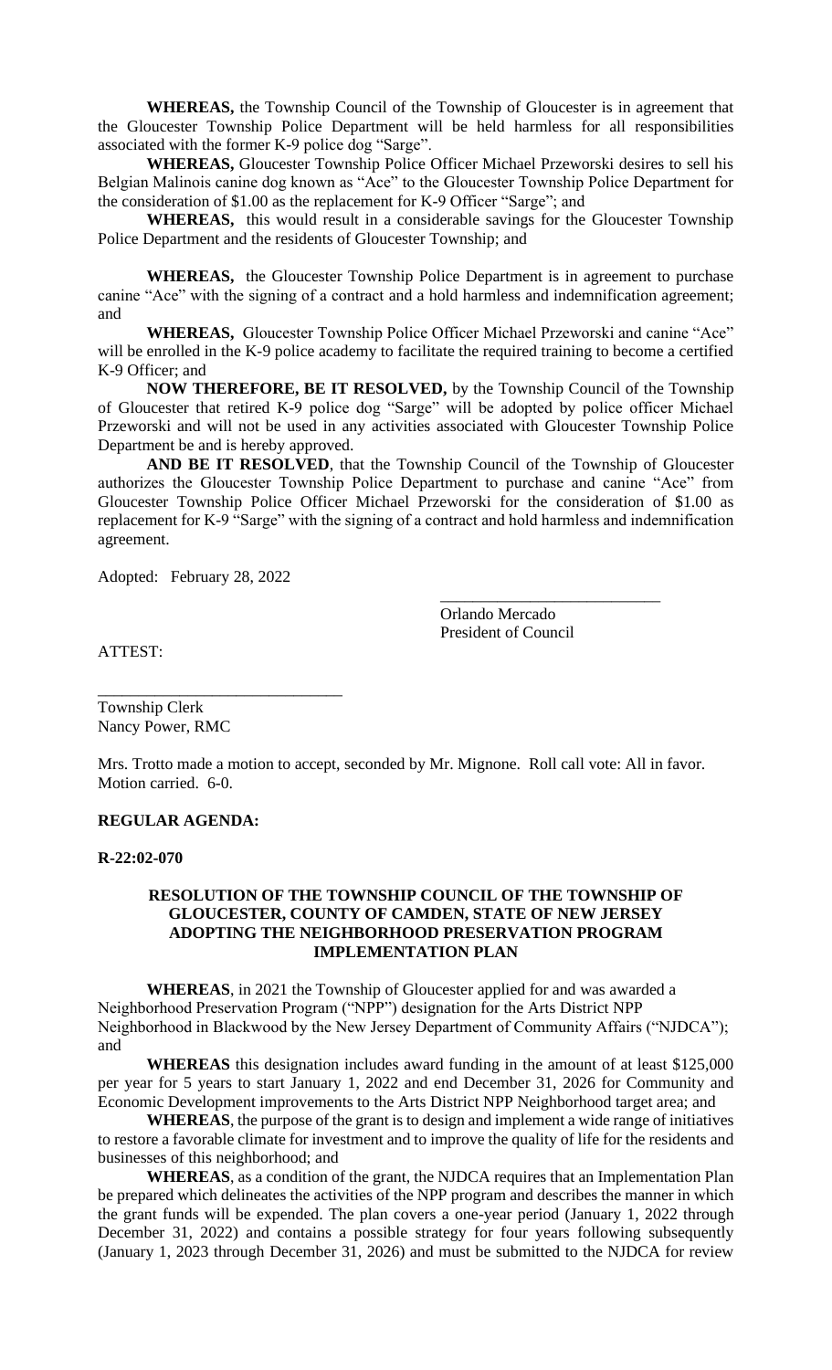**WHEREAS,** the Township Council of the Township of Gloucester is in agreement that the Gloucester Township Police Department will be held harmless for all responsibilities associated with the former K-9 police dog "Sarge".

**WHEREAS,** Gloucester Township Police Officer Michael Przeworski desires to sell his Belgian Malinois canine dog known as "Ace" to the Gloucester Township Police Department for the consideration of $1.00 as the replacement for K-9 Officer "Sarge"; and

**WHEREAS,** this would result in a considerable savings for the Gloucester Township Police Department and the residents of Gloucester Township; and

**WHEREAS,** the Gloucester Township Police Department is in agreement to purchase canine "Ace" with the signing of a contract and a hold harmless and indemnification agreement; and

**WHEREAS,** Gloucester Township Police Officer Michael Przeworski and canine "Ace" will be enrolled in the K-9 police academy to facilitate the required training to become a certified K-9 Officer; and

**NOW THEREFORE, BE IT RESOLVED,** by the Township Council of the Township of Gloucester that retired K-9 police dog "Sarge" will be adopted by police officer Michael Przeworski and will not be used in any activities associated with Gloucester Township Police Department be and is hereby approved.

**AND BE IT RESOLVED**, that the Township Council of the Township of Gloucester authorizes the Gloucester Township Police Department to purchase and canine "Ace" from Gloucester Township Police Officer Michael Przeworski for the consideration of $1.00 as replacement for K-9 "Sarge" with the signing of a contract and hold harmless and indemnification agreement.

Adopted: February 28, 2022

\_\_\_\_\_\_\_\_\_\_\_\_\_\_\_\_\_\_\_\_\_\_\_\_\_\_\_
Orlando Mercado
President of Council

ATTEST:

\_\_\_\_\_\_\_\_\_\_\_\_\_\_\_\_\_\_\_\_\_\_\_\_\_\_\_\_\_\_
Township Clerk
Nancy Power, RMC

Mrs. Trotto made a motion to accept, seconded by Mr. Mignone. Roll call vote: All in favor. Motion carried. 6-0.

**REGULAR AGENDA:**

**R-22:02-070**

**RESOLUTION OF THE TOWNSHIP COUNCIL OF THE TOWNSHIP OF GLOUCESTER, COUNTY OF CAMDEN, STATE OF NEW JERSEY ADOPTING THE NEIGHBORHOOD PRESERVATION PROGRAM IMPLEMENTATION PLAN**

**WHEREAS**, in 2021 the Township of Gloucester applied for and was awarded a Neighborhood Preservation Program ("NPP") designation for the Arts District NPP Neighborhood in Blackwood by the New Jersey Department of Community Affairs ("NJDCA"); and

**WHEREAS** this designation includes award funding in the amount of at least $125,000 per year for 5 years to start January 1, 2022 and end December 31, 2026 for Community and Economic Development improvements to the Arts District NPP Neighborhood target area; and

**WHEREAS**, the purpose of the grant is to design and implement a wide range of initiatives to restore a favorable climate for investment and to improve the quality of life for the residents and businesses of this neighborhood; and

**WHEREAS**, as a condition of the grant, the NJDCA requires that an Implementation Plan be prepared which delineates the activities of the NPP program and describes the manner in which the grant funds will be expended. The plan covers a one-year period (January 1, 2022 through December 31, 2022) and contains a possible strategy for four years following subsequently (January 1, 2023 through December 31, 2026) and must be submitted to the NJDCA for review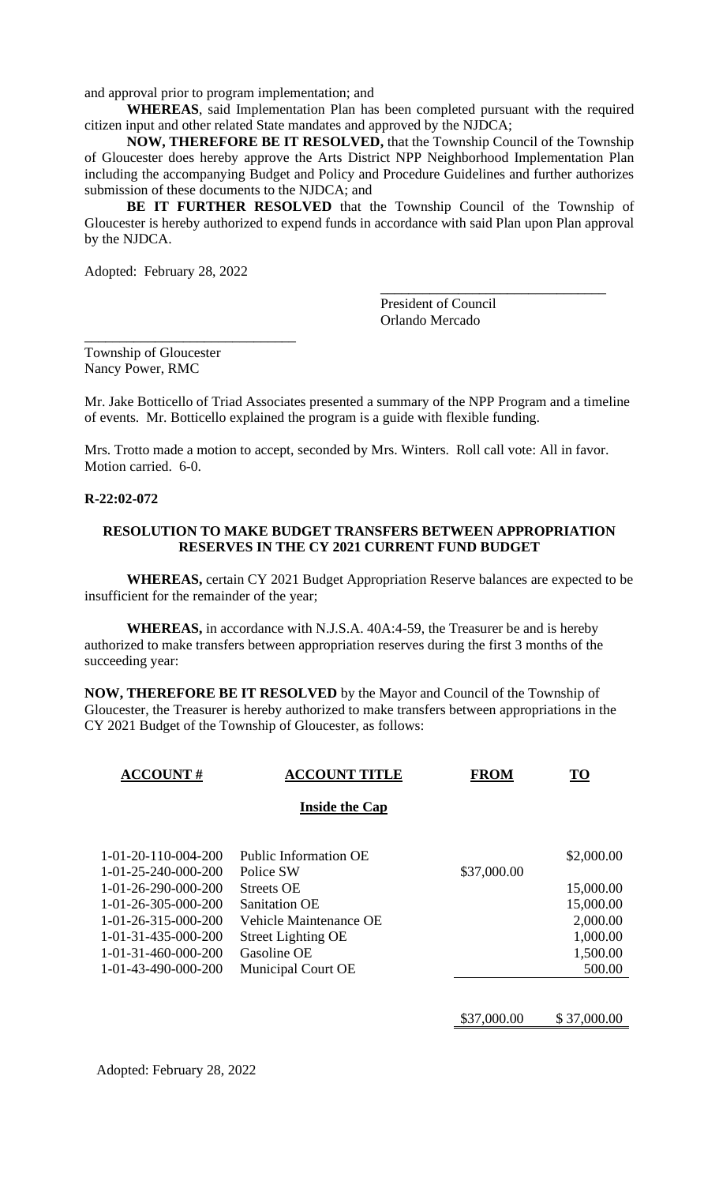and approval prior to program implementation; and

**WHEREAS**, said Implementation Plan has been completed pursuant with the required citizen input and other related State mandates and approved by the NJDCA;

**NOW, THEREFORE BE IT RESOLVED,** that the Township Council of the Township of Gloucester does hereby approve the Arts District NPP Neighborhood Implementation Plan including the accompanying Budget and Policy and Procedure Guidelines and further authorizes submission of these documents to the NJDCA; and

**BE IT FURTHER RESOLVED** that the Township Council of the Township of Gloucester is hereby authorized to expend funds in accordance with said Plan upon Plan approval by the NJDCA.

Adopted: February 28, 2022

\_\_\_\_\_\_\_\_\_\_\_\_\_\_\_\_\_\_\_\_\_\_\_\_\_\_\_\_\_\_\_\_
President of Council
Orlando Mercado

\_\_\_\_\_\_\_\_\_\_\_\_\_\_\_\_\_\_\_\_\_\_\_\_\_\_\_\_\_\_
Township of Gloucester
Nancy Power, RMC

Mr. Jake Botticello of Triad Associates presented a summary of the NPP Program and a timeline of events. Mr. Botticello explained the program is a guide with flexible funding.

Mrs. Trotto made a motion to accept, seconded by Mrs. Winters. Roll call vote: All in favor. Motion carried. 6-0.

**R-22:02-072**

**RESOLUTION TO MAKE BUDGET TRANSFERS BETWEEN APPROPRIATION RESERVES IN THE CY 2021 CURRENT FUND BUDGET**

**WHEREAS,** certain CY 2021 Budget Appropriation Reserve balances are expected to be insufficient for the remainder of the year;

**WHEREAS,** in accordance with N.J.S.A. 40A:4-59, the Treasurer be and is hereby authorized to make transfers between appropriation reserves during the first 3 months of the succeeding year:

**NOW, THEREFORE BE IT RESOLVED** by the Mayor and Council of the Township of Gloucester, the Treasurer is hereby authorized to make transfers between appropriations in the CY 2021 Budget of the Township of Gloucester, as follows:

| ACCOUNT # | ACCOUNT TITLE | FROM | TO |
|---|---|---|---|
| | **Inside the Cap** | | |
| 1-01-20-110-004-200 | Public Information OE | | $2,000.00 |
| 1-01-25-240-000-200 | Police SW | $37,000.00 | |
| 1-01-26-290-000-200 | Streets OE | | 15,000.00 |
| 1-01-26-305-000-200 | Sanitation OE | | 15,000.00 |
| 1-01-26-315-000-200 | Vehicle Maintenance OE | | 2,000.00 |
| 1-01-31-435-000-200 | Street Lighting OE | | 1,000.00 |
| 1-01-31-460-000-200 | Gasoline OE | | 1,500.00 |
| 1-01-43-490-000-200 | Municipal Court OE | | 500.00 |
| | | $37,000.00 | $ 37,000.00 |

Adopted: February 28, 2022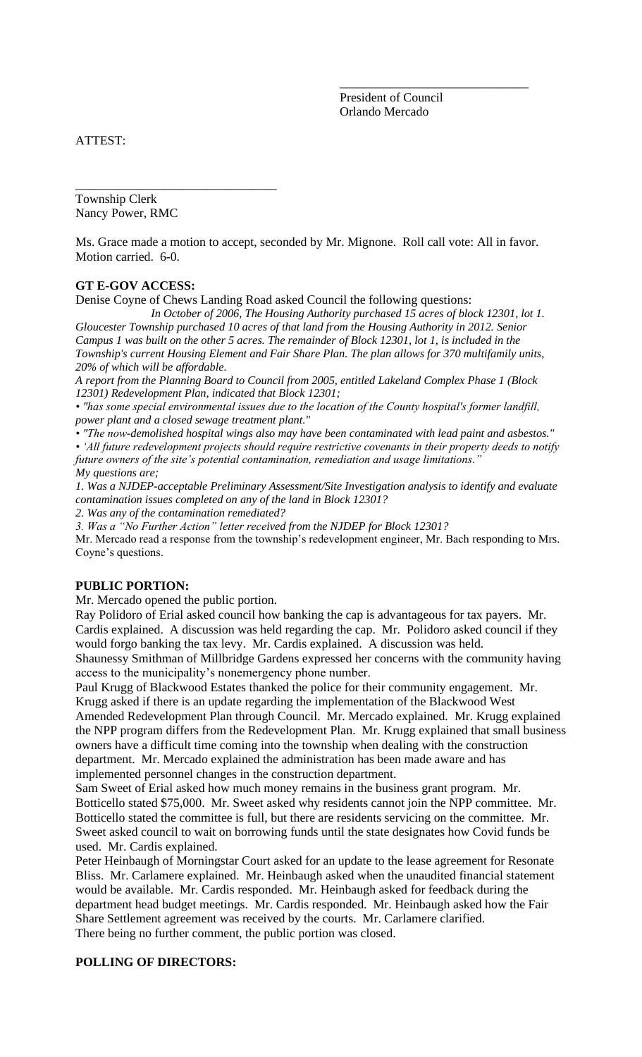\_\_\_\_\_\_\_\_\_\_\_\_\_\_\_\_\_\_\_\_\_\_\_\_\_\_\_\_\_\_

President of Council
Orlando Mercado

ATTEST:

\_\_\_\_\_\_\_\_\_\_\_\_\_\_\_\_\_\_\_\_\_\_\_\_\_\_\_\_\_\_\_\_

Township Clerk
Nancy Power, RMC

Ms. Grace made a motion to accept, seconded by Mr. Mignone. Roll call vote: All in favor. Motion carried. 6-0.

**GT E-GOV ACCESS:**

Denise Coyne of Chews Landing Road asked Council the following questions:

*In October of 2006, The Housing Authority purchased 15 acres of block 12301, lot 1. Gloucester Township purchased 10 acres of that land from the Housing Authority in 2012. Senior Campus 1 was built on the other 5 acres. The remainder of Block 12301, lot 1, is included in the Township's current Housing Element and Fair Share Plan. The plan allows for 370 multifamily units, 20% of which will be affordable.*

*A report from the Planning Board to Council from 2005, entitled Lakeland Complex Phase 1 (Block 12301) Redevelopment Plan, indicated that Block 12301;*

*• "has some special environmental issues due to the location of the County hospital's former landfill, power plant and a closed sewage treatment plant."*

*• "The now-demolished hospital wings also may have been contaminated with lead paint and asbestos."*

*• 'All future redevelopment projects should require restrictive covenants in their property deeds to notify future owners of the site's potential contamination, remediation and usage limitations."*

*My questions are;*

*1. Was a NJDEP-acceptable Preliminary Assessment/Site Investigation analysis to identify and evaluate contamination issues completed on any of the land in Block 12301?*

*2. Was any of the contamination remediated?*

*3. Was a "No Further Action" letter received from the NJDEP for Block 12301?*

Mr. Mercado read a response from the township's redevelopment engineer, Mr. Bach responding to Mrs. Coyne's questions.

**PUBLIC PORTION:**

Mr. Mercado opened the public portion.

Ray Polidoro of Erial asked council how banking the cap is advantageous for tax payers. Mr. Cardis explained. A discussion was held regarding the cap. Mr. Polidoro asked council if they would forgo banking the tax levy. Mr. Cardis explained. A discussion was held.

Shaunessy Smithman of Millbridge Gardens expressed her concerns with the community having access to the municipality's nonemergency phone number.

Paul Krugg of Blackwood Estates thanked the police for their community engagement. Mr. Krugg asked if there is an update regarding the implementation of the Blackwood West Amended Redevelopment Plan through Council. Mr. Mercado explained. Mr. Krugg explained the NPP program differs from the Redevelopment Plan. Mr. Krugg explained that small business owners have a difficult time coming into the township when dealing with the construction department. Mr. Mercado explained the administration has been made aware and has implemented personnel changes in the construction department.

Sam Sweet of Erial asked how much money remains in the business grant program. Mr. Botticello stated $75,000. Mr. Sweet asked why residents cannot join the NPP committee. Mr. Botticello stated the committee is full, but there are residents servicing on the committee. Mr. Sweet asked council to wait on borrowing funds until the state designates how Covid funds be used. Mr. Cardis explained.

Peter Heinbaugh of Morningstar Court asked for an update to the lease agreement for Resonate Bliss. Mr. Carlamere explained. Mr. Heinbaugh asked when the unaudited financial statement would be available. Mr. Cardis responded. Mr. Heinbaugh asked for feedback during the department head budget meetings. Mr. Cardis responded. Mr. Heinbaugh asked how the Fair Share Settlement agreement was received by the courts. Mr. Carlamere clarified.

There being no further comment, the public portion was closed.

**POLLING OF DIRECTORS:**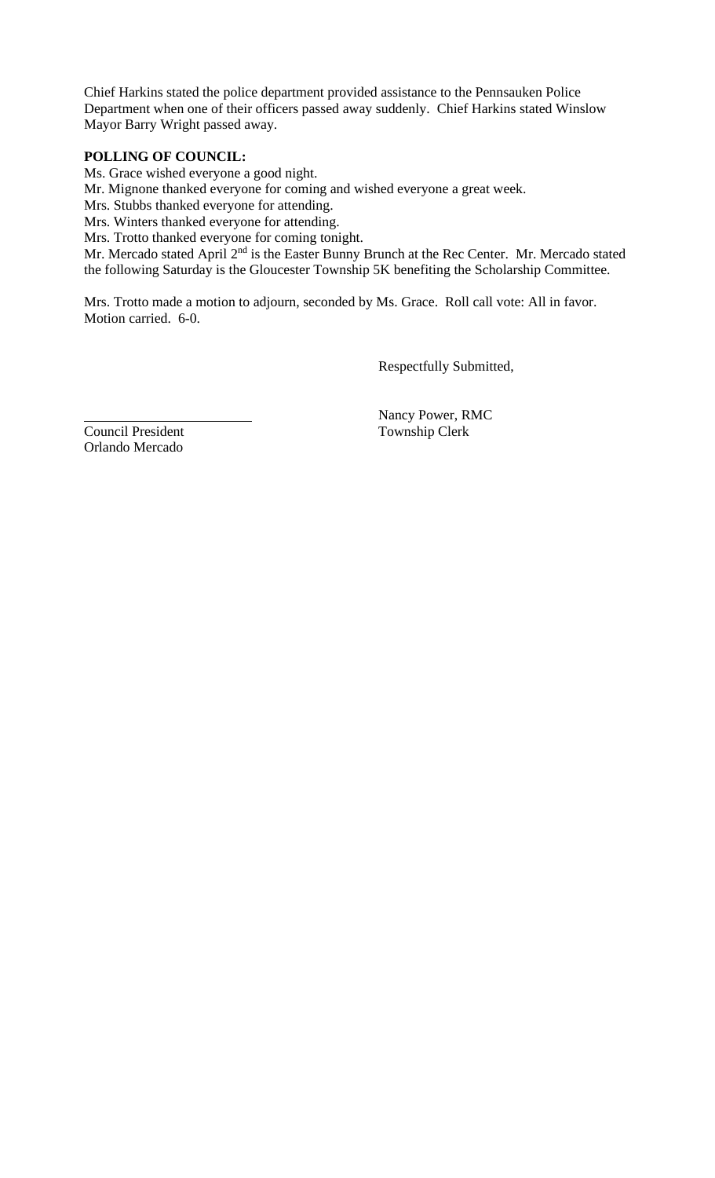Chief Harkins stated the police department provided assistance to the Pennsauken Police Department when one of their officers passed away suddenly. Chief Harkins stated Winslow Mayor Barry Wright passed away.

**POLLING OF COUNCIL:**

Ms. Grace wished everyone a good night.
Mr. Mignone thanked everyone for coming and wished everyone a great week.
Mrs. Stubbs thanked everyone for attending.
Mrs. Winters thanked everyone for attending.
Mrs. Trotto thanked everyone for coming tonight.
Mr. Mercado stated April 2nd is the Easter Bunny Brunch at the Rec Center. Mr. Mercado stated the following Saturday is the Gloucester Township 5K benefiting the Scholarship Committee.

Mrs. Trotto made a motion to adjourn, seconded by Ms. Grace. Roll call vote: All in favor. Motion carried. 6-0.

Respectfully Submitted,

Nancy Power, RMC
Township Clerk

Council President
Orlando Mercado